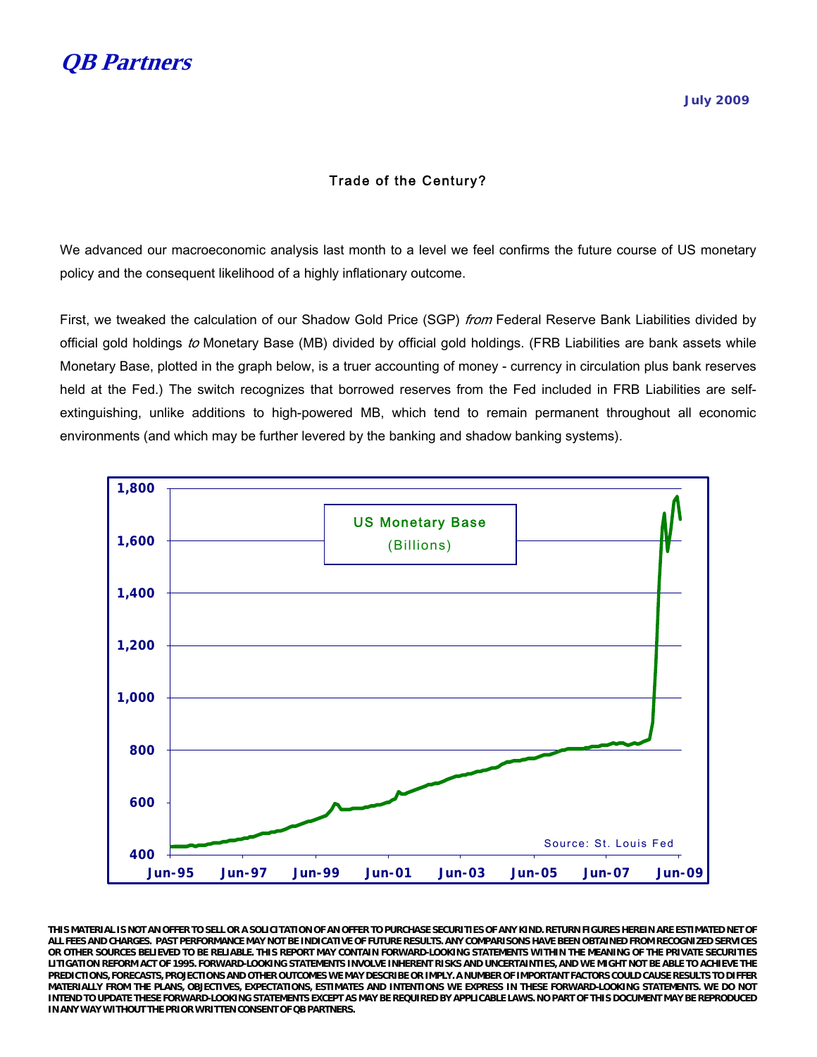# QB Partners

July 2009

## Trade of the Century?

We advanced our macroeconomic analysis last month to a level we feel confirms the future course of US monetary policy and the consequent likelihood of a highly inflationary outcome.

First, we tweaked the calculation of our Shadow Gold Price (SGP) *from* Federal Reserve Bank Liabilities divided by official gold holdings *to* Monetary Base (MB) divided by official gold holdings. (FRB Liabilities are bank assets while Monetary Base, plotted in the graph below, is a truer accounting of money - currency in circulation plus bank reserves held at the Fed.) The switch recognizes that borrowed reserves from the Fed included in FRB Liabilities are self-extinguishing, unlike additions to high-powered MB, which tend to remain permanent throughout all economic environments (and which may be further levered by the banking and shadow banking systems).

US Monetary Base (Billions)

Source: St. Louis Fed

THIS MATERIAL IS NOT AN OFFER TO SELL OR A SOLICITATION OF AN OFFER TO PURCHASE SECURITIES OF ANY KIND. RETURN FIGURES HEREIN ARE ESTIMATED NET OF ALL FEES AND CHARGES. PAST PERFORMANCE MAY NOT BE INDICATIVE OF FUTURE RESULTS. ANY COMPARISONS HAVE BEEN OBTAINED FROM RECOGNIZED SERVICES OR OTHER SOURCES BELIEVED TO BE RELIABLE. THIS REPORT MAY CONTAIN FORWARD-LOOKING STATEMENTS WITHIN THE MEANING OF THE PRIVATE SECURITIES LITIGATION REFORM ACT OF 1995. FORWARD-LOOKING STATEMENTS INVOLVE INHERENT RISKS AND UNCERTAINTIES, AND WE MIGHT NOT BE ABLE TO ACHIEVE THE PREDICTIONS, FORECASTS, PROJECTIONS AND OTHER OUTCOMES WE MAY DESCRIBE OR IMPLY. A NUMBER OF IMPORTANT FACTORS COULD CAUSE RESULTS TO DIFFER MATERIALLY FROM THE PLANS, OBJECTIVES, EXPECTATIONS, ESTIMATES AND INTENTIONS WE EXPRESS IN THESE FORWARD-LOOKING STATEMENTS. WE DO NOT INTEND TO UPDATE THESE FORWARD-LOOKING STATEMENTS EXCEPT AS MAY BE REQUIRED BY APPLICABLE LAWS. NO PART OF THIS DOCUMENT MAY BE REPRODUCED IN ANY WAY WITHOUT THE PRIOR WRITTEN CONSENT OF QB PARTNERS.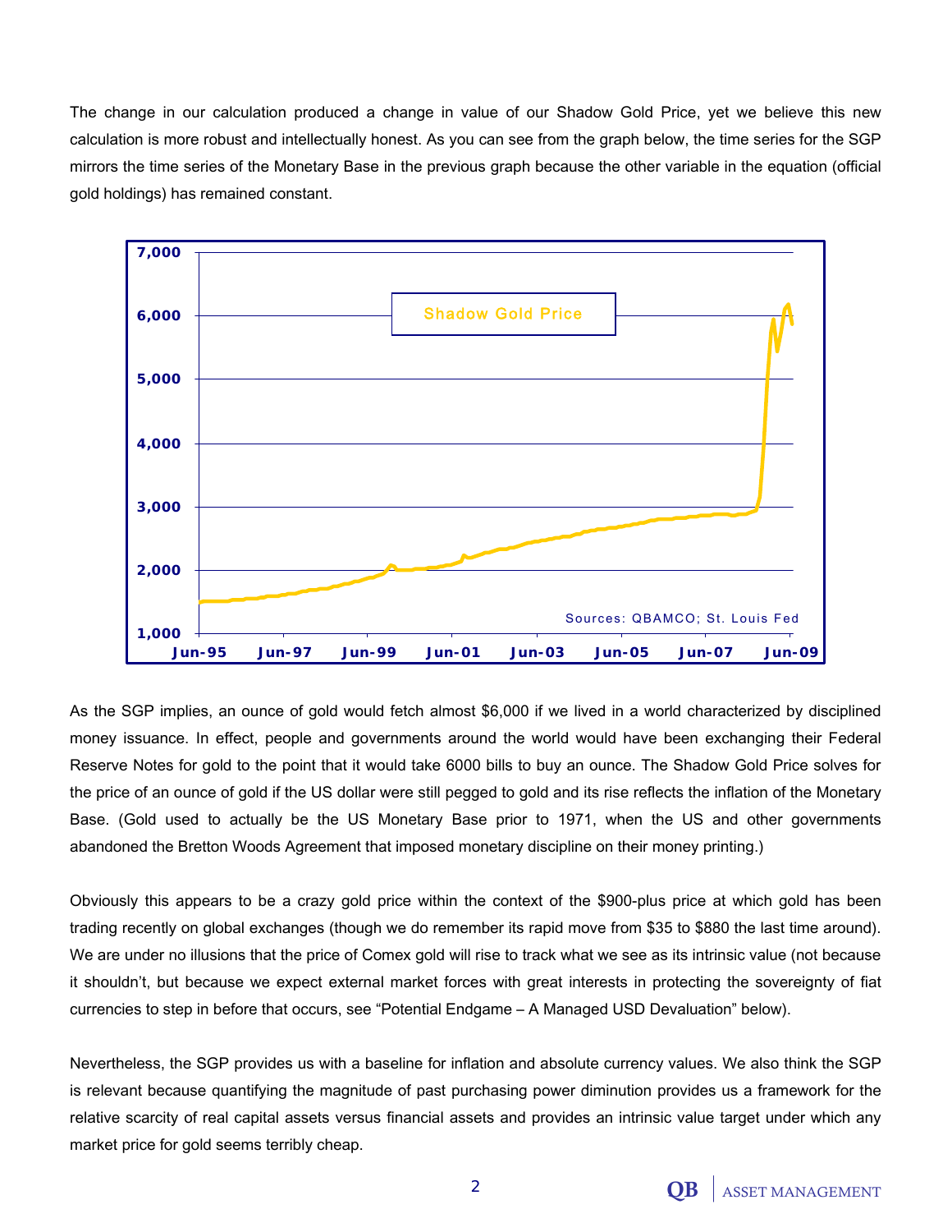The change in our calculation produced a change in value of our Shadow Gold Price, yet we believe this new calculation is more robust and intellectually honest. As you can see from the graph below, the time series for the SGP mirrors the time series of the Monetary Base in the previous graph because the other variable in the equation (official gold holdings) has remained constant.

As the SGP implies, an ounce of gold would fetch almost $6,000 if we lived in a world characterized by disciplined money issuance. In effect, people and governments around the world would have been exchanging their Federal Reserve Notes for gold to the point that it would take 6000 bills to buy an ounce. The Shadow Gold Price solves for the price of an ounce of gold if the US dollar were still pegged to gold and its rise reflects the inflation of the Monetary Base. (Gold used to actually be the US Monetary Base prior to 1971, when the US and other governments abandoned the Bretton Woods Agreement that imposed monetary discipline on their money printing.)

Obviously this appears to be a crazy gold price within the context of the $900-plus price at which gold has been trading recently on global exchanges (though we do remember its rapid move from $35 to $880 the last time around). We are under no illusions that the price of Comex gold will rise to track what we see as its intrinsic value (not because it shouldn't, but because we expect external market forces with great interests in protecting the sovereignty of fiat currencies to step in before that occurs, see "Potential Endgame – A Managed USD Devaluation" below).

Nevertheless, the SGP provides us with a baseline for inflation and absolute currency values. We also think the SGP is relevant because quantifying the magnitude of past purchasing power diminution provides us a framework for the relative scarcity of real capital assets versus financial assets and provides an intrinsic value target under which any market price for gold seems terribly cheap.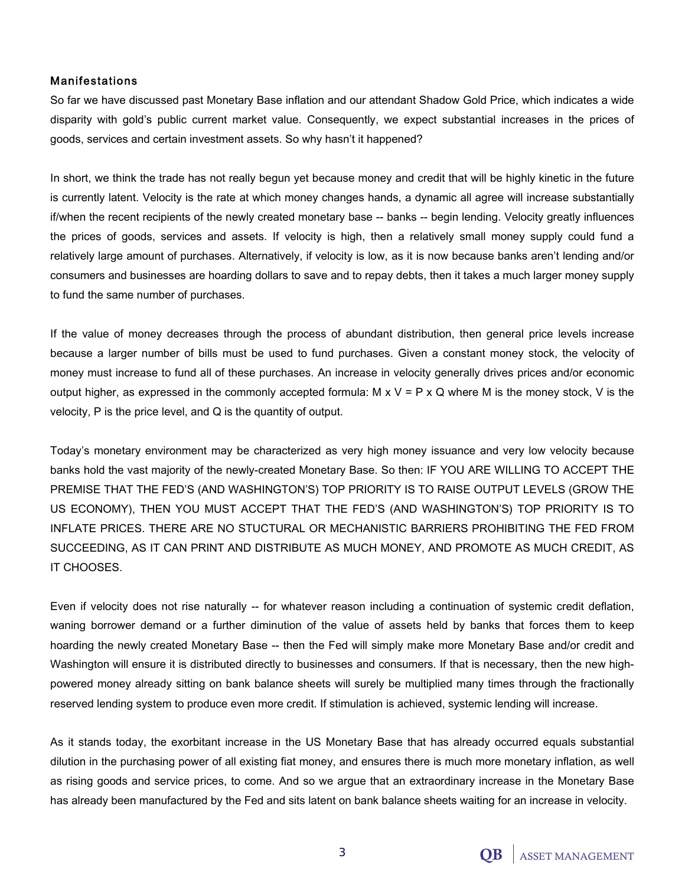## Manifestations

So far we have discussed past Monetary Base inflation and our attendant Shadow Gold Price, which indicates a wide disparity with gold's public current market value. Consequently, we expect substantial increases in the prices of goods, services and certain investment assets. So why hasn't it happened?

In short, we think the trade has not really begun yet because money and credit that will be highly kinetic in the future is currently latent. Velocity is the rate at which money changes hands, a dynamic all agree will increase substantially if/when the recent recipients of the newly created monetary base -- banks -- begin lending. Velocity greatly influences the prices of goods, services and assets. If velocity is high, then a relatively small money supply could fund a relatively large amount of purchases. Alternatively, if velocity is low, as it is now because banks aren't lending and/or consumers and businesses are hoarding dollars to save and to repay debts, then it takes a much larger money supply to fund the same number of purchases.

If the value of money decreases through the process of abundant distribution, then general price levels increase because a larger number of bills must be used to fund purchases. Given a constant money stock, the velocity of money must increase to fund all of these purchases. An increase in velocity generally drives prices and/or economic output higher, as expressed in the commonly accepted formula: $M \times V = P \times Q$ where M is the money stock, V is the velocity, P is the price level, and Q is the quantity of output.

Today's monetary environment may be characterized as very high money issuance and very low velocity because banks hold the vast majority of the newly-created Monetary Base. So then: IF YOU ARE WILLING TO ACCEPT THE PREMISE THAT THE FED'S (AND WASHINGTON'S) TOP PRIORITY IS TO RAISE OUTPUT LEVELS (GROW THE US ECONOMY), THEN YOU MUST ACCEPT THAT THE FED'S (AND WASHINGTON'S) TOP PRIORITY IS TO INFLATE PRICES. THERE ARE NO STUCTURAL OR MECHANISTIC BARRIERS PROHIBITING THE FED FROM SUCCEEDING, AS IT CAN PRINT AND DISTRIBUTE AS MUCH MONEY, AND PROMOTE AS MUCH CREDIT, AS IT CHOOSES.

Even if velocity does not rise naturally -- for whatever reason including a continuation of systemic credit deflation, waning borrower demand or a further diminution of the value of assets held by banks that forces them to keep hoarding the newly created Monetary Base -- then the Fed will simply make more Monetary Base and/or credit and Washington will ensure it is distributed directly to businesses and consumers. If that is necessary, then the new high-powered money already sitting on bank balance sheets will surely be multiplied many times through the fractionally reserved lending system to produce even more credit. If stimulation is achieved, systemic lending will increase.

As it stands today, the exorbitant increase in the US Monetary Base that has already occurred equals substantial dilution in the purchasing power of all existing fiat money, and ensures there is much more monetary inflation, as well as rising goods and service prices, to come. And so we argue that an extraordinary increase in the Monetary Base has already been manufactured by the Fed and sits latent on bank balance sheets waiting for an increase in velocity.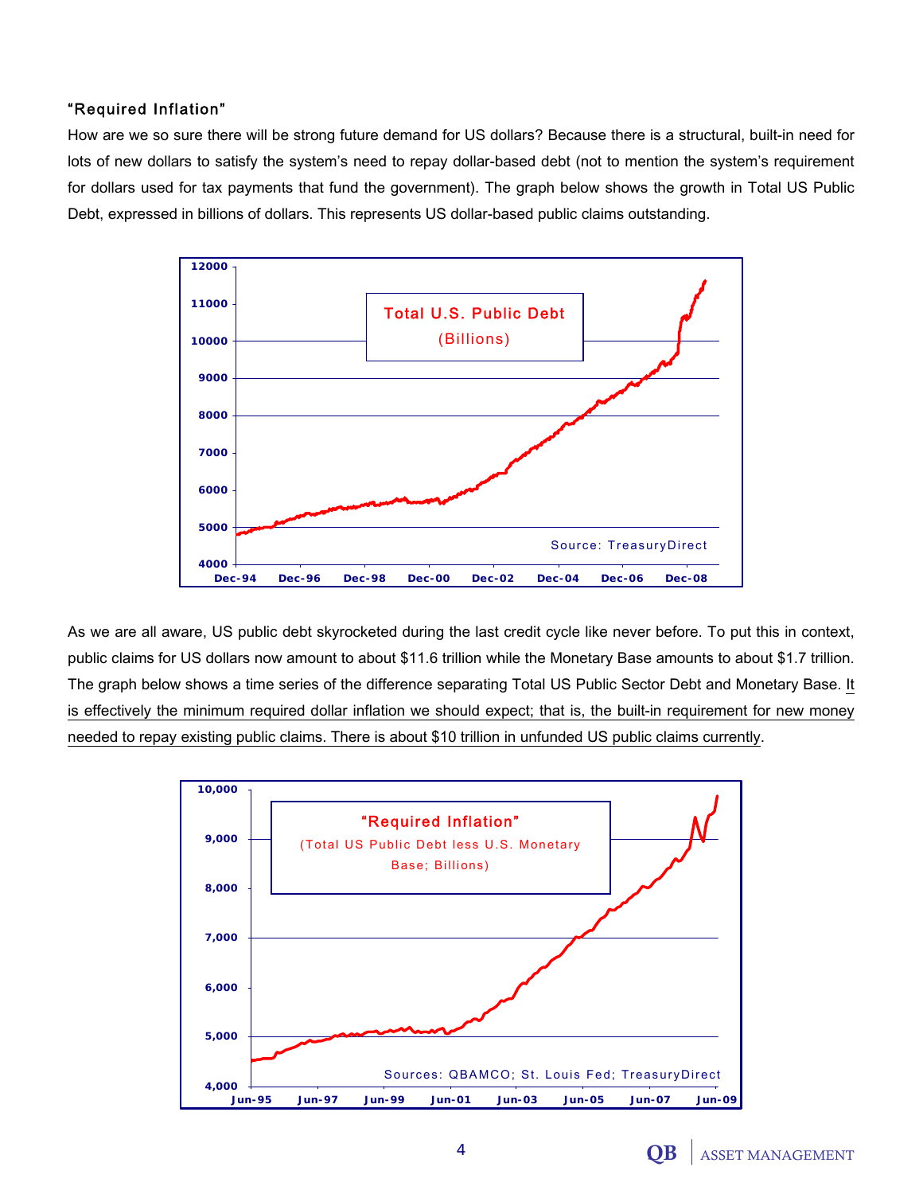### "Required Inflation"

How are we so sure there will be strong future demand for US dollars? Because there is a structural, built-in need for lots of new dollars to satisfy the system's need to repay dollar-based debt (not to mention the system's requirement for dollars used for tax payments that fund the government). The graph below shows the growth in Total US Public Debt, expressed in billions of dollars. This represents US dollar-based public claims outstanding.

As we are all aware, US public debt skyrocketed during the last credit cycle like never before. To put this in context, public claims for US dollars now amount to about $11.6 trillion while the Monetary Base amounts to about $1.7 trillion. The graph below shows a time series of the difference separating Total US Public Sector Debt and Monetary Base. It is effectively the minimum required dollar inflation we should expect; that is, the built-in requirement for new money needed to repay existing public claims. There is about $10 trillion in unfunded US public claims currently.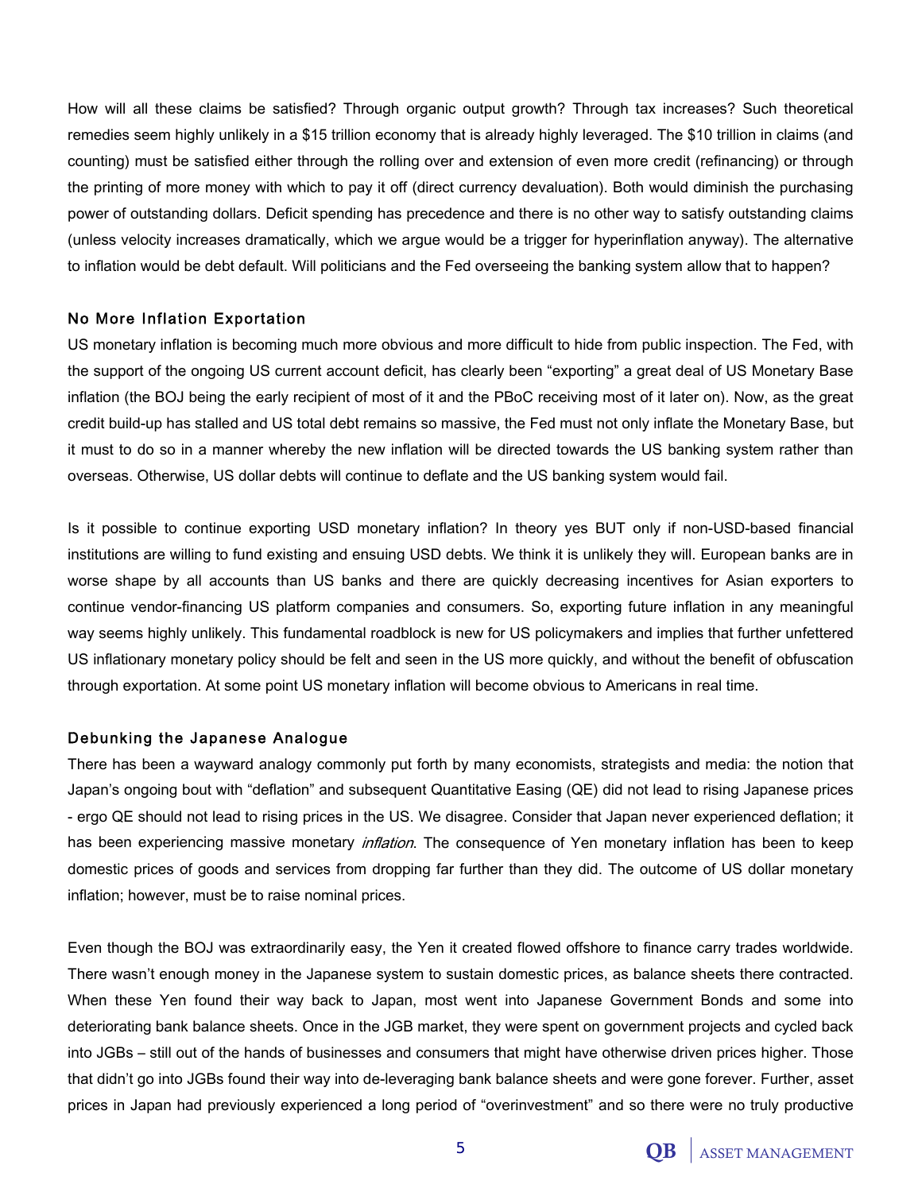How will all these claims be satisfied? Through organic output growth? Through tax increases? Such theoretical remedies seem highly unlikely in a $15 trillion economy that is already highly leveraged. The $10 trillion in claims (and counting) must be satisfied either through the rolling over and extension of even more credit (refinancing) or through the printing of more money with which to pay it off (direct currency devaluation). Both would diminish the purchasing power of outstanding dollars. Deficit spending has precedence and there is no other way to satisfy outstanding claims (unless velocity increases dramatically, which we argue would be a trigger for hyperinflation anyway). The alternative to inflation would be debt default. Will politicians and the Fed overseeing the banking system allow that to happen?

### No More Inflation Exportation

US monetary inflation is becoming much more obvious and more difficult to hide from public inspection. The Fed, with the support of the ongoing US current account deficit, has clearly been "exporting" a great deal of US Monetary Base inflation (the BOJ being the early recipient of most of it and the PBoC receiving most of it later on). Now, as the great credit build-up has stalled and US total debt remains so massive, the Fed must not only inflate the Monetary Base, but it must to do so in a manner whereby the new inflation will be directed towards the US banking system rather than overseas. Otherwise, US dollar debts will continue to deflate and the US banking system would fail.

Is it possible to continue exporting USD monetary inflation? In theory yes BUT only if non-USD-based financial institutions are willing to fund existing and ensuing USD debts. We think it is unlikely they will. European banks are in worse shape by all accounts than US banks and there are quickly decreasing incentives for Asian exporters to continue vendor-financing US platform companies and consumers. So, exporting future inflation in any meaningful way seems highly unlikely. This fundamental roadblock is new for US policymakers and implies that further unfettered US inflationary monetary policy should be felt and seen in the US more quickly, and without the benefit of obfuscation through exportation. At some point US monetary inflation will become obvious to Americans in real time.

### Debunking the Japanese Analogue

There has been a wayward analogy commonly put forth by many economists, strategists and media: the notion that Japan's ongoing bout with "deflation" and subsequent Quantitative Easing (QE) did not lead to rising Japanese prices - ergo QE should not lead to rising prices in the US. We disagree. Consider that Japan never experienced deflation; it has been experiencing massive monetary *inflation*. The consequence of Yen monetary inflation has been to keep domestic prices of goods and services from dropping far further than they did. The outcome of US dollar monetary inflation; however, must be to raise nominal prices.

Even though the BOJ was extraordinarily easy, the Yen it created flowed offshore to finance carry trades worldwide. There wasn't enough money in the Japanese system to sustain domestic prices, as balance sheets there contracted. When these Yen found their way back to Japan, most went into Japanese Government Bonds and some into deteriorating bank balance sheets. Once in the JGB market, they were spent on government projects and cycled back into JGBs – still out of the hands of businesses and consumers that might have otherwise driven prices higher. Those that didn't go into JGBs found their way into de-leveraging bank balance sheets and were gone forever. Further, asset prices in Japan had previously experienced a long period of "overinvestment" and so there were no truly productive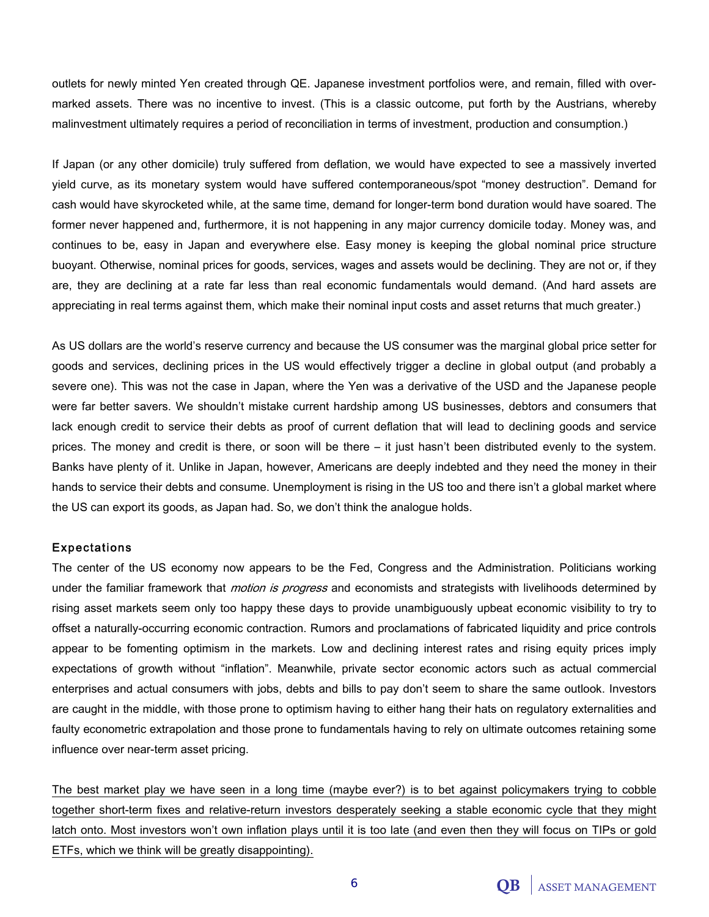outlets for newly minted Yen created through QE. Japanese investment portfolios were, and remain, filled with over-marked assets. There was no incentive to invest. (This is a classic outcome, put forth by the Austrians, whereby malinvestment ultimately requires a period of reconciliation in terms of investment, production and consumption.)

If Japan (or any other domicile) truly suffered from deflation, we would have expected to see a massively inverted yield curve, as its monetary system would have suffered contemporaneous/spot "money destruction". Demand for cash would have skyrocketed while, at the same time, demand for longer-term bond duration would have soared. The former never happened and, furthermore, it is not happening in any major currency domicile today. Money was, and continues to be, easy in Japan and everywhere else. Easy money is keeping the global nominal price structure buoyant. Otherwise, nominal prices for goods, services, wages and assets would be declining. They are not or, if they are, they are declining at a rate far less than real economic fundamentals would demand. (And hard assets are appreciating in real terms against them, which make their nominal input costs and asset returns that much greater.)

As US dollars are the world's reserve currency and because the US consumer was the marginal global price setter for goods and services, declining prices in the US would effectively trigger a decline in global output (and probably a severe one). This was not the case in Japan, where the Yen was a derivative of the USD and the Japanese people were far better savers. We shouldn't mistake current hardship among US businesses, debtors and consumers that lack enough credit to service their debts as proof of current deflation that will lead to declining goods and service prices. The money and credit is there, or soon will be there – it just hasn't been distributed evenly to the system. Banks have plenty of it. Unlike in Japan, however, Americans are deeply indebted and they need the money in their hands to service their debts and consume. Unemployment is rising in the US too and there isn't a global market where the US can export its goods, as Japan had. So, we don't think the analogue holds.

### Expectations

The center of the US economy now appears to be the Fed, Congress and the Administration. Politicians working under the familiar framework that *motion is progress* and economists and strategists with livelihoods determined by rising asset markets seem only too happy these days to provide unambiguously upbeat economic visibility to try to offset a naturally-occurring economic contraction. Rumors and proclamations of fabricated liquidity and price controls appear to be fomenting optimism in the markets. Low and declining interest rates and rising equity prices imply expectations of growth without "inflation". Meanwhile, private sector economic actors such as actual commercial enterprises and actual consumers with jobs, debts and bills to pay don't seem to share the same outlook. Investors are caught in the middle, with those prone to optimism having to either hang their hats on regulatory externalities and faulty econometric extrapolation and those prone to fundamentals having to rely on ultimate outcomes retaining some influence over near-term asset pricing.

<u>The best market play we have seen in a long time (maybe ever?) is to bet against policymakers trying to cobble together short-term fixes and relative-return investors desperately seeking a stable economic cycle that they might latch onto. Most investors won't own inflation plays until it is too late (and even then they will focus on TIPs or gold ETFs, which we think will be greatly disappointing).</u>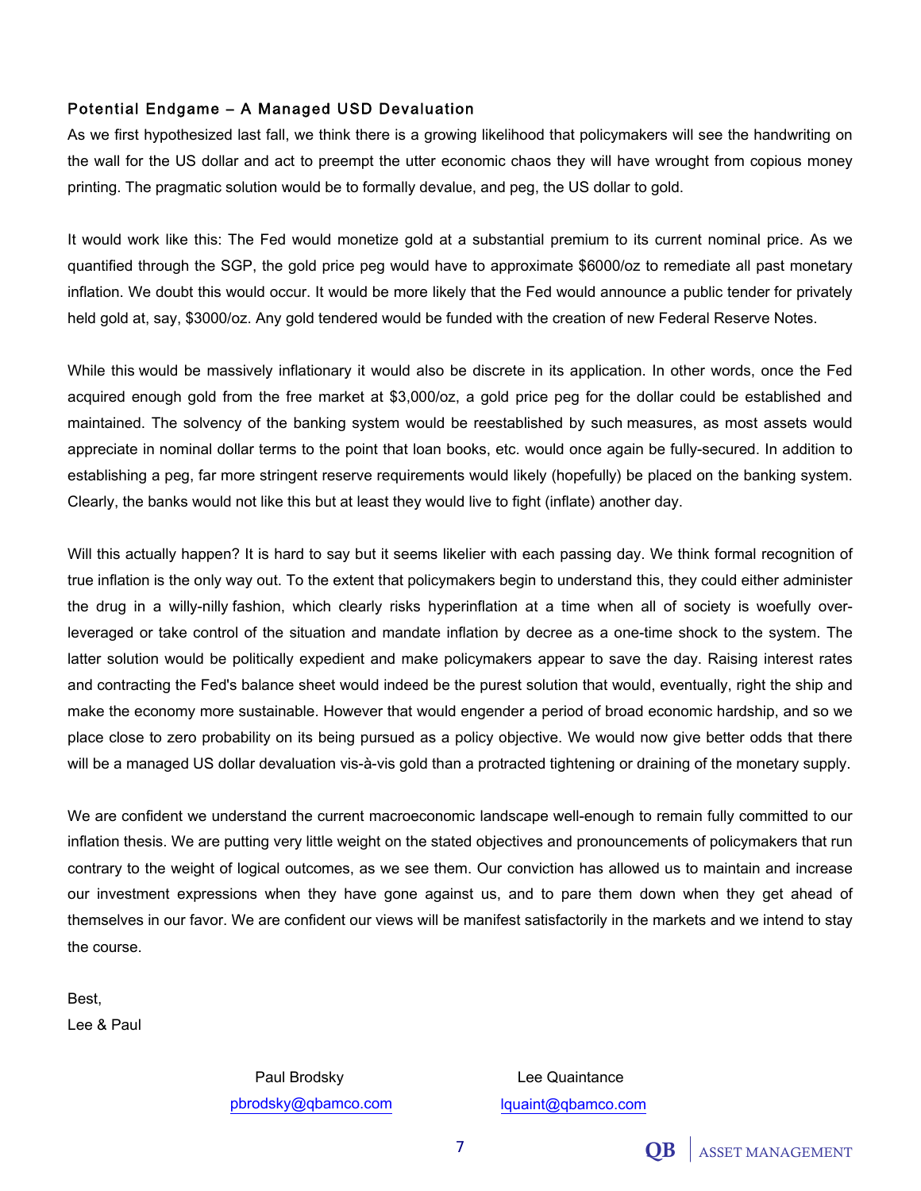### Potential Endgame – A Managed USD Devaluation

As we first hypothesized last fall, we think there is a growing likelihood that policymakers will see the handwriting on the wall for the US dollar and act to preempt the utter economic chaos they will have wrought from copious money printing. The pragmatic solution would be to formally devalue, and peg, the US dollar to gold.

It would work like this: The Fed would monetize gold at a substantial premium to its current nominal price. As we quantified through the SGP, the gold price peg would have to approximate $6000/oz to remediate all past monetary inflation. We doubt this would occur. It would be more likely that the Fed would announce a public tender for privately held gold at, say, $3000/oz. Any gold tendered would be funded with the creation of new Federal Reserve Notes.

While this would be massively inflationary it would also be discrete in its application. In other words, once the Fed acquired enough gold from the free market at $3,000/oz, a gold price peg for the dollar could be established and maintained. The solvency of the banking system would be reestablished by such measures, as most assets would appreciate in nominal dollar terms to the point that loan books, etc. would once again be fully-secured. In addition to establishing a peg, far more stringent reserve requirements would likely (hopefully) be placed on the banking system. Clearly, the banks would not like this but at least they would live to fight (inflate) another day.

Will this actually happen? It is hard to say but it seems likelier with each passing day. We think formal recognition of true inflation is the only way out. To the extent that policymakers begin to understand this, they could either administer the drug in a willy-nilly fashion, which clearly risks hyperinflation at a time when all of society is woefully over-leveraged or take control of the situation and mandate inflation by decree as a one-time shock to the system. The latter solution would be politically expedient and make policymakers appear to save the day. Raising interest rates and contracting the Fed's balance sheet would indeed be the purest solution that would, eventually, right the ship and make the economy more sustainable. However that would engender a period of broad economic hardship, and so we place close to zero probability on its being pursued as a policy objective. We would now give better odds that there will be a managed US dollar devaluation vis-à-vis gold than a protracted tightening or draining of the monetary supply.

We are confident we understand the current macroeconomic landscape well-enough to remain fully committed to our inflation thesis. We are putting very little weight on the stated objectives and pronouncements of policymakers that run contrary to the weight of logical outcomes, as we see them. Our conviction has allowed us to maintain and increase our investment expressions when they have gone against us, and to pare them down when they get ahead of themselves in our favor. We are confident our views will be manifest satisfactorily in the markets and we intend to stay the course.

Best,
Lee & Paul

Paul Brodsky
pbrodsky@qbamco.com

Lee Quaintance
lquaint@qbamco.com